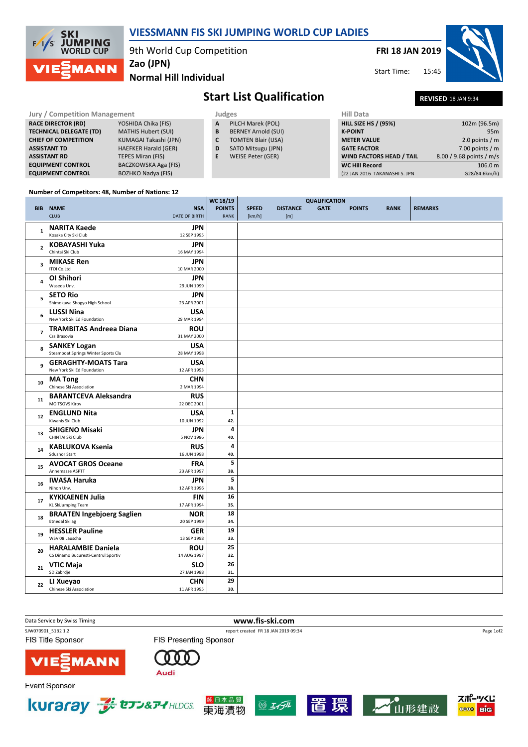# VIESSMANN FIS SKI JUMPING WORLD CUP LADIES

9th World Cup Competition
**Zao (JPN)**
**Normal Hill Individual**

**FRI 18 JAN 2019**
Start Time: 15:45

## Start List Qualification

**REVISED** 18 JAN 9:34

| Jury / Competition Management | |
|---|---|
| RACE DIRECTOR (RD) | YOSHIDA Chika (FIS) |
| TECHNICAL DELEGATE (TD) | MATHIS Hubert (SUI) |
| CHIEF OF COMPETITION | KUMAGAI Takashi (JPN) |
| ASSISTANT TD | HAEFKER Harald (GER) |
| ASSISTANT RD | TEPES Miran (FIS) |
| EQUIPMENT CONTROL | BACZKOWSKA Aga (FIS) |
| EQUIPMENT CONTROL | BOZHKO Nadya (FIS) |

| Judges | |
|---|---|
| A | PILCH Marek (POL) |
| B | BERNEY Arnold (SUI) |
| C | TOMTEN Blair (USA) |
| D | SATO Mitsugu (JPN) |
| E | WEISE Peter (GER) |

| Hill Data | |
|---|---|
| HILL SIZE HS / (95%) | 102m (96.5m) |
| K-POINT | 95m |
| METER VALUE | 2.0 points / m |
| GATE FACTOR | 7.00 points / m |
| WIND FACTORS HEAD / TAIL | 8.00 / 9.68 points / m/s |
| WC Hill Record | 106.0 m |
| (22 JAN 2016 TAKANASHI S. JPN | G28/84.6km/h) |

Number of Competitors: 48, Number of Nations: 12

| BIB | NAME / CLUB | NSA / DATE OF BIRTH | WC 18/19 POINTS / RANK | SPEED [km/h] | DISTANCE [m] | GATE | POINTS | RANK | REMARKS |
|---|---|---|---|---|---|---|---|---|---|
| 1 | **NARITA Kaede** / Kosaka City Ski Club | JPN / 12 SEP 1995 | | | | | | | |
| 2 | **KOBAYASHI Yuka** / Chintai Ski Club | JPN / 16 MAY 1994 | | | | | | | |
| 3 | **MIKASE Ren** / ITOI Co.Ltd | JPN / 10 MAR 2000 | | | | | | | |
| 4 | **OI Shihori** / Waseda Unv. | JPN / 29 JUN 1999 | | | | | | | |
| 5 | **SETO Rio** / Shimokawa Shogyo High School | JPN / 23 APR 2001 | | | | | | | |
| 6 | **LUSSI Nina** / New York Ski Ed Foundation | USA / 29 MAR 1994 | | | | | | | |
| 7 | **TRAMBITAS Andreea Diana** / Css Brasovia | ROU / 31 MAY 2000 | | | | | | | |
| 8 | **SANKEY Logan** / Steamboat Springs Winter Sports Clu | USA / 28 MAY 1998 | | | | | | | |
| 9 | **GERAGHTY-MOATS Tara** / New York Ski Ed Foundation | USA / 12 APR 1993 | | | | | | | |
| 10 | **MA Tong** / Chinese Ski Association | CHN / 2 MAR 1994 | | | | | | | |
| 11 | **BARANTCEVA Aleksandra** / MO TSOVS Kirov | RUS / 22 DEC 2001 | | | | | | | |
| 12 | **ENGLUND Nita** / Kiwanis Ski Club | USA / 10 JUN 1992 | 1 / 42. | | | | | | |
| 13 | **SHIGENO Misaki** / CHINTAI Ski Club | JPN / 5 NOV 1986 | 4 / 40. | | | | | | |
| 14 | **KABLUKOVA Ksenia** / Sdushor Start | RUS / 16 JUN 1998 | 4 / 40. | | | | | | |
| 15 | **AVOCAT GROS Oceane** / Annemasse ASPTT | FRA / 23 APR 1997 | 5 / 38. | | | | | | |
| 16 | **IWASA Haruka** / Nihon Unv. | JPN / 12 APR 1996 | 5 / 38. | | | | | | |
| 17 | **KYKKAENEN Julia** / KL SkiJumping Team | FIN / 17 APR 1994 | 16 / 35. | | | | | | |
| 18 | **BRAATEN Ingebjoerg Saglien** / Etnedal Skilag | NOR / 20 SEP 1999 | 18 / 34. | | | | | | |
| 19 | **HESSLER Pauline** / WSV 08 Lauscha | GER / 13 SEP 1998 | 19 / 33. | | | | | | |
| 20 | **HARALAMBIE Daniela** / CS Dinamo Bucuresti-Centrul Sportiv | ROU / 14 AUG 1997 | 25 / 32. | | | | | | |
| 21 | **VTIC Maja** / SD Zabrdje | SLO / 27 JAN 1988 | 26 / 31. | | | | | | |
| 22 | **LI Xueyao** / Chinese Ski Association | CHN / 11 APR 1995 | 29 / 30. | | | | | | |

Data Service by Swiss Timing | www.fis-ski.com
SJW070901_51B2 1.2 | report created FR 18 JAN 2019 09:34

FIS Title Sponsor: VIESSMANN
FIS Presenting Sponsor: Audi
Event Sponsor: kuraray, セブン&アイHLDGS., 東海漬物, 山形建設, スポーツくじ BIG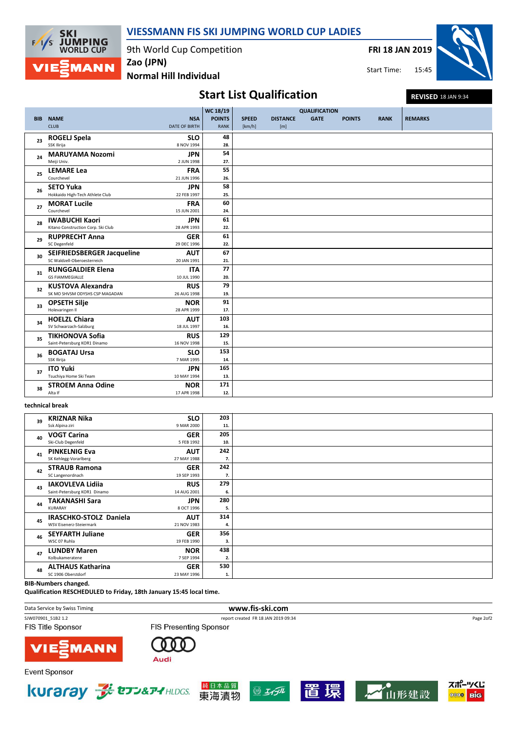# VIESSMANN FIS SKI JUMPING WORLD CUP LADIES

9th World Cup Competition
Zao (JPN)
Normal Hill Individual

FRI 18 JAN 2019
Start Time: 15:45

## Start List Qualification

**REVISED** 18 JAN 9:34

| BIB | NAME<br>CLUB | NSA<br>DATE OF BIRTH | WC 18/19<br>POINTS<br>RANK | SPEED<br>[km/h] | DISTANCE<br>[m] | GATE | POINTS | RANK | REMARKS |
|---|---|---|---|---|---|---|---|---|---|
| 23 | **ROGELJ Spela**<br>SSK Ilirija | **SLO**<br>8 NOV 1994 | 48<br>28. | | | | | | |
| 24 | **MARUYAMA Nozomi**<br>Meiji Univ. | **JPN**<br>2 JUN 1998 | 54<br>27. | | | | | | |
| 25 | **LEMARE Lea**<br>Courchevel | **FRA**<br>21 JUN 1996 | 55<br>26. | | | | | | |
| 26 | **SETO Yuka**<br>Hokkaido High-Tech Athlete Club | **JPN**<br>22 FEB 1997 | 58<br>25. | | | | | | |
| 27 | **MORAT Lucile**<br>Courchevel | **FRA**<br>15 JUN 2001 | 60<br>24. | | | | | | |
| 28 | **IWABUCHI Kaori**<br>Kitano Construction Corp. Ski Club | **JPN**<br>28 APR 1993 | 61<br>22. | | | | | | |
| 29 | **RUPPRECHT Anna**<br>SC Degenfeld | **GER**<br>29 DEC 1996 | 61<br>22. | | | | | | |
| 30 | **SEIFRIEDSBERGER Jacqueline**<br>SC Waldzell-Oberoesterreich | **AUT**<br>20 JAN 1991 | 67<br>21. | | | | | | |
| 31 | **RUNGGALDIER Elena**<br>GS FIAMMEGIALLE | **ITA**<br>10 JUL 1990 | 77<br>20. | | | | | | |
| 32 | **KUSTOVA Alexandra**<br>SK MO SHVSM ODYSHS CSP MAGADAN | **RUS**<br>26 AUG 1998 | 79<br>19. | | | | | | |
| 33 | **OPSETH Silje**<br>Holevaringen Il | **NOR**<br>28 APR 1999 | 91<br>17. | | | | | | |
| 34 | **HOELZL Chiara**<br>SV Schwarzach-Salzburg | **AUT**<br>18 JUL 1997 | 103<br>16. | | | | | | |
| 35 | **TIKHONOVA Sofia**<br>Saint-Petersburg KOR1 Dinamo | **RUS**<br>16 NOV 1998 | 129<br>15. | | | | | | |
| 36 | **BOGATAJ Ursa**<br>SSK Ilirija | **SLO**<br>7 MAR 1995 | 153<br>14. | | | | | | |
| 37 | **ITO Yuki**<br>Tsuchiya Home Ski Team | **JPN**<br>10 MAY 1994 | 165<br>13. | | | | | | |
| 38 | **STROEM Anna Odine**<br>Alta If | **NOR**<br>17 APR 1998 | 171<br>12. | | | | | | |

**technical break**

| BIB | NAME<br>CLUB | NSA<br>DATE OF BIRTH | WC 18/19<br>POINTS<br>RANK | SPEED<br>[km/h] | DISTANCE<br>[m] | GATE | POINTS | RANK | REMARKS |
|---|---|---|---|---|---|---|---|---|---|
| 39 | **KRIZNAR Nika**<br>Ssk Alpina ziri | **SLO**<br>9 MAR 2000 | 203<br>11. | | | | | | |
| 40 | **VOGT Carina**<br>Ski-Club Degenfeld | **GER**<br>5 FEB 1992 | 205<br>10. | | | | | | |
| 41 | **PINKELNIG Eva**<br>SK Kehlegg-Vorarlberg | **AUT**<br>27 MAY 1988 | 242<br>7. | | | | | | |
| 42 | **STRAUB Ramona**<br>SC Langenordnach | **GER**<br>19 SEP 1993 | 242<br>7. | | | | | | |
| 43 | **IAKOVLEVA Lidiia**<br>Saint-Petersburg KOR1 Dinamo | **RUS**<br>14 AUG 2001 | 279<br>6. | | | | | | |
| 44 | **TAKANASHI Sara**<br>KURARAY | **JPN**<br>8 OCT 1996 | 280<br>5. | | | | | | |
| 45 | **IRASCHKO-STOLZ Daniela**<br>WSV Eisenerz-Steiermark | **AUT**<br>21 NOV 1983 | 314<br>4. | | | | | | |
| 46 | **SEYFARTH Juliane**<br>WSC 07 Ruhla | **GER**<br>19 FEB 1990 | 356<br>3. | | | | | | |
| 47 | **LUNDBY Maren**<br>Kolbukameratene | **NOR**<br>7 SEP 1994 | 438<br>2. | | | | | | |
| 48 | **ALTHAUS Katharina**<br>SC 1906 Oberstdorf | **GER**<br>23 MAY 1996 | 530<br>1. | | | | | | |

**BIB-Numbers changed.**
**Qualification RESCHEDULED to Friday, 18th January 15:45 local time.**

Data Service by Swiss Timing — www.fis-ski.com
SJW070901_51B2 1.2 — report created FR 18 JAN 2019 09:34

FIS Title Sponsor: VIESSMANN
FIS Presenting Sponsor: Audi
Event Sponsor: kuraray, セブン&アイHLDGS., 東海漬物, エイブル, 道環, 山形建設, スポーツくじ BIG